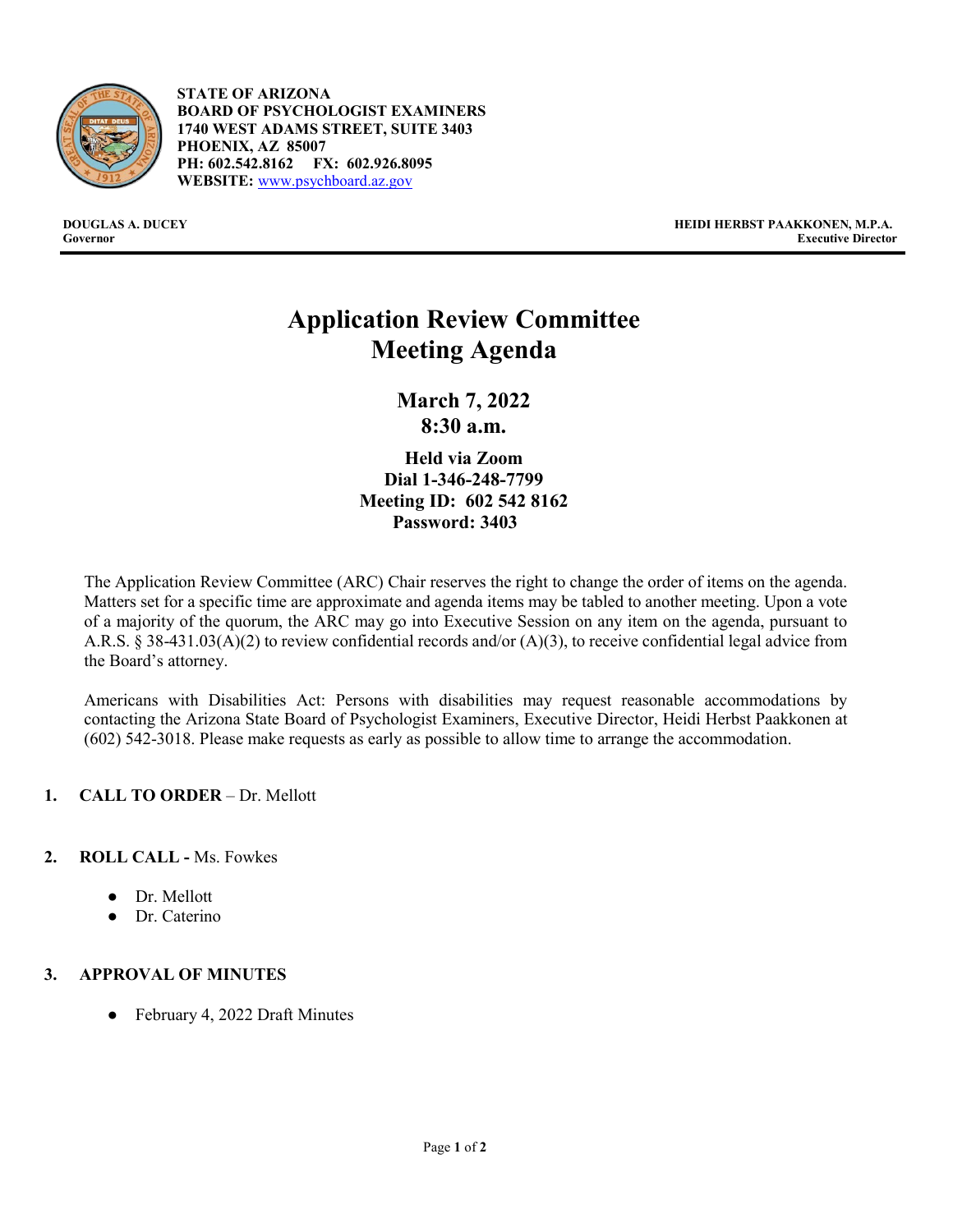**STATE OF ARIZONA**
**BOARD OF PSYCHOLOGIST EXAMINERS**
**1740 WEST ADAMS STREET, SUITE 3403**
**PHOENIX, AZ 85007**
**PH: 602.542.8162 FX: 602.926.8095**
**WEBSITE:** www.psychboard.az.gov

**DOUGLAS A. DUCEY**
**Governor**

**HEIDI HERBST PAAKKONEN, M.P.A.**
**Executive Director**

# Application Review Committee Meeting Agenda

## March 7, 2022
## 8:30 a.m.

### Held via Zoom
### Dial 1-346-248-7799
### Meeting ID: 602 542 8162
### Password: 3403

The Application Review Committee (ARC) Chair reserves the right to change the order of items on the agenda. Matters set for a specific time are approximate and agenda items may be tabled to another meeting. Upon a vote of a majority of the quorum, the ARC may go into Executive Session on any item on the agenda, pursuant to A.R.S. § 38-431.03(A)(2) to review confidential records and/or (A)(3), to receive confidential legal advice from the Board's attorney.

Americans with Disabilities Act: Persons with disabilities may request reasonable accommodations by contacting the Arizona State Board of Psychologist Examiners, Executive Director, Heidi Herbst Paakkonen at (602) 542-3018. Please make requests as early as possible to allow time to arrange the accommodation.

1. **CALL TO ORDER** – Dr. Mellott

2. **ROLL CALL -** Ms. Fowkes
   - Dr. Mellott
   - Dr. Caterino

3. **APPROVAL OF MINUTES**
   - February 4, 2022 Draft Minutes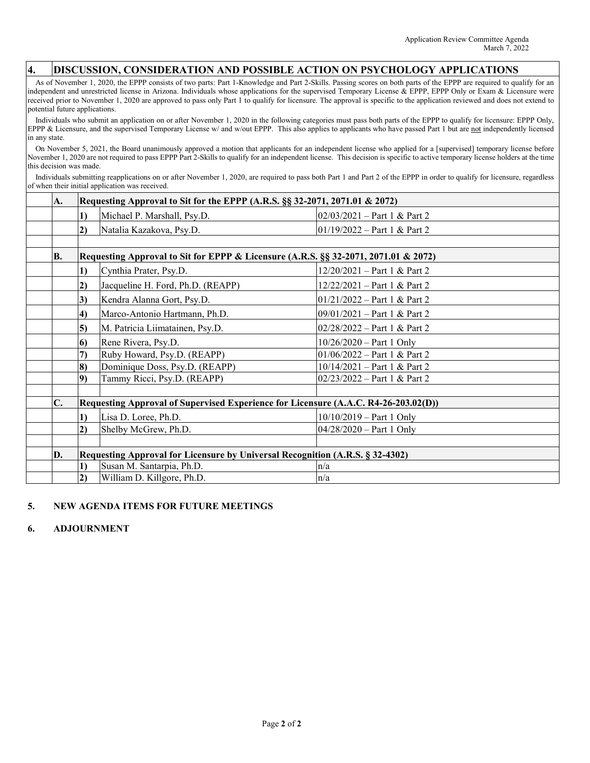## 4. DISCUSSION, CONSIDERATION AND POSSIBLE ACTION ON PSYCHOLOGY APPLICATIONS

As of November 1, 2020, the EPPP consists of two parts: Part 1-Knowledge and Part 2-Skills. Passing scores on both parts of the EPPP are required to qualify for an independent and unrestricted license in Arizona. Individuals whose applications for the supervised Temporary License & EPPP, EPPP Only or Exam & Licensure were received prior to November 1, 2020 are approved to pass only Part 1 to qualify for licensure. The approval is specific to the application reviewed and does not extend to potential future applications.

Individuals who submit an application on or after November 1, 2020 in the following categories must pass both parts of the EPPP to qualify for licensure: EPPP Only, EPPP & Licensure, and the supervised Temporary License w/ and w/out EPPP. This also applies to applicants who have passed Part 1 but are not independently licensed in any state.

On November 5, 2021, the Board unanimously approved a motion that applicants for an independent license who applied for a [supervised] temporary license before November 1, 2020 are not required to pass EPPP Part 2-Skills to qualify for an independent license. This decision is specific to active temporary license holders at the time this decision was made.

Individuals submitting reapplications on or after November 1, 2020, are required to pass both Part 1 and Part 2 of the EPPP in order to qualify for licensure, regardless of when their initial application was received.

| | | | |
|---|---|---|---|
| **A.** | **Requesting Approval to Sit for the EPPP (A.R.S. §§ 32-2071, 2071.01 & 2072)** | | |
| | **1)** | Michael P. Marshall, Psy.D. | 02/03/2021 – Part 1 & Part 2 |
| | **2)** | Natalia Kazakova, Psy.D. | 01/19/2022 – Part 1 & Part 2 |
| **B.** | **Requesting Approval to Sit for EPPP & Licensure (A.R.S. §§ 32-2071, 2071.01 & 2072)** | | |
| | **1)** | Cynthia Prater, Psy.D. | 12/20/2021 – Part 1 & Part 2 |
| | **2)** | Jacqueline H. Ford, Ph.D. (REAPP) | 12/22/2021 – Part 1 & Part 2 |
| | **3)** | Kendra Alanna Gort, Psy.D. | 01/21/2022 – Part 1 & Part 2 |
| | **4)** | Marco-Antonio Hartmann, Ph.D. | 09/01/2021 – Part 1 & Part 2 |
| | **5)** | M. Patricia Liimatainen, Psy.D. | 02/28/2022 – Part 1 & Part 2 |
| | **6)** | Rene Rivera, Psy.D. | 10/26/2020 – Part 1 Only |
| | **7)** | Ruby Howard, Psy.D. (REAPP) | 01/06/2022 – Part 1 & Part 2 |
| | **8)** | Dominique Doss, Psy.D. (REAPP) | 10/14/2021 – Part 1 & Part 2 |
| | **9)** | Tammy Ricci, Psy.D. (REAPP) | 02/23/2022 – Part 1 & Part 2 |
| **C.** | **Requesting Approval of Supervised Experience for Licensure (A.A.C. R4-26-203.02(D))** | | |
| | **1)** | Lisa D. Loree, Ph.D. | 10/10/2019 – Part 1 Only |
| | **2)** | Shelby McGrew, Ph.D. | 04/28/2020 – Part 1 Only |
| **D.** | **Requesting Approval for Licensure by Universal Recognition (A.R.S. § 32-4302)** | | |
| | **1)** | Susan M. Santarpia, Ph.D. | n/a |
| | **2)** | William D. Killgore, Ph.D. | n/a |

## 5. NEW AGENDA ITEMS FOR FUTURE MEETINGS

## 6. ADJOURNMENT